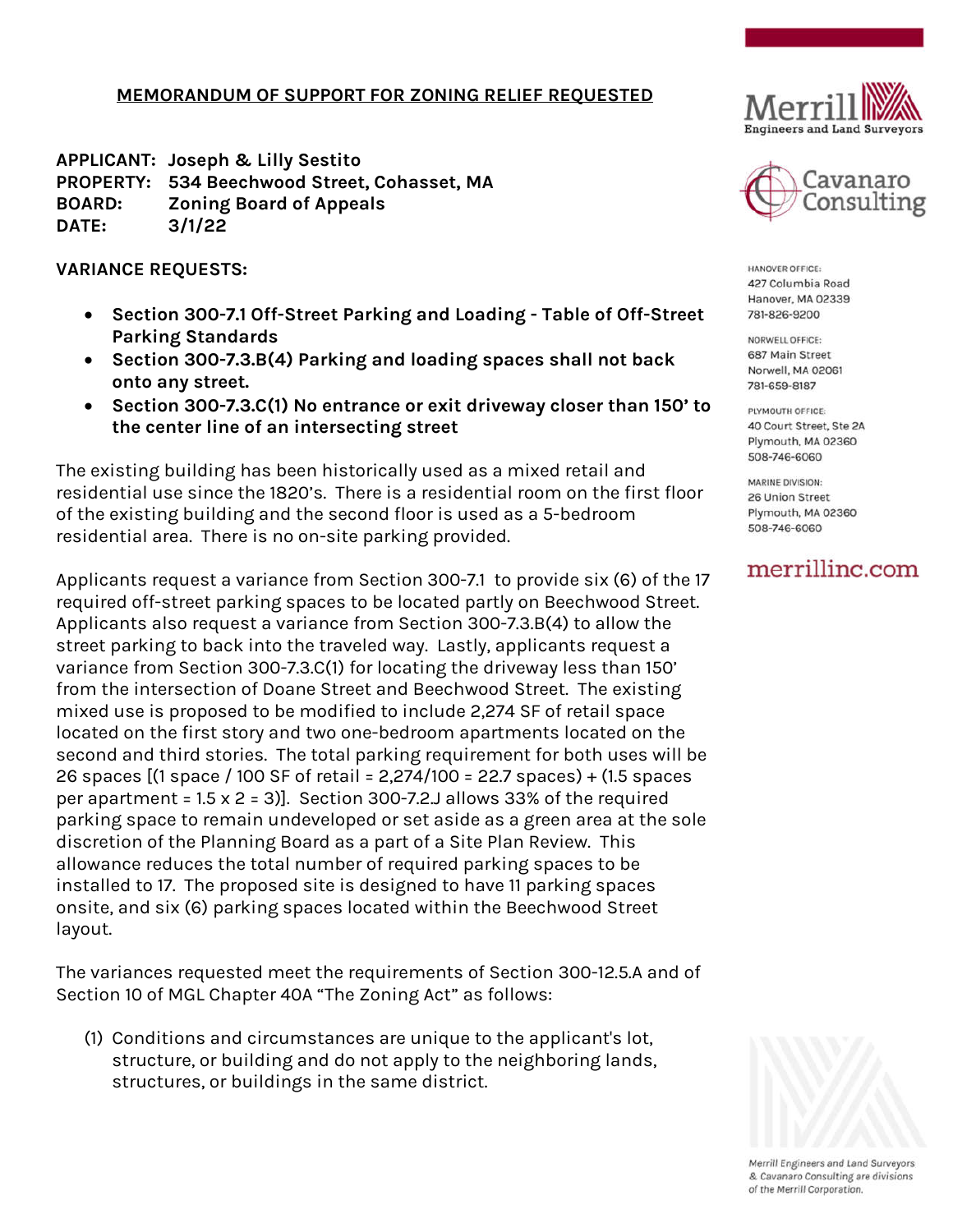# MEMORANDUM OF SUPPORT FOR ZONING RELIEF REQUESTED

**APPLICANT:** Joseph & Lilly Sestito
**PROPERTY:** 534 Beechwood Street, Cohasset, MA
**BOARD:** Zoning Board of Appeals
**DATE:** 3/1/22

**VARIANCE REQUESTS:**

- **Section 300-7.1 Off-Street Parking and Loading - Table of Off-Street Parking Standards**
- **Section 300-7.3.B(4) Parking and loading spaces shall not back onto any street.**
- **Section 300-7.3.C(1) No entrance or exit driveway closer than 150' to the center line of an intersecting street**

The existing building has been historically used as a mixed retail and residential use since the 1820's. There is a residential room on the first floor of the existing building and the second floor is used as a 5-bedroom residential area. There is no on-site parking provided.

Applicants request a variance from Section 300-7.1 to provide six (6) of the 17 required off-street parking spaces to be located partly on Beechwood Street. Applicants also request a variance from Section 300-7.3.B(4) to allow the street parking to back into the traveled way. Lastly, applicants request a variance from Section 300-7.3.C(1) for locating the driveway less than 150' from the intersection of Doane Street and Beechwood Street. The existing mixed use is proposed to be modified to include 2,274 SF of retail space located on the first story and two one-bedroom apartments located on the second and third stories. The total parking requirement for both uses will be 26 spaces [(1 space / 100 SF of retail = 2,274/100 = 22.7 spaces) + (1.5 spaces per apartment = 1.5 x 2 = 3)]. Section 300-7.2.J allows 33% of the required parking space to remain undeveloped or set aside as a green area at the sole discretion of the Planning Board as a part of a Site Plan Review. This allowance reduces the total number of required parking spaces to be installed to 17. The proposed site is designed to have 11 parking spaces onsite, and six (6) parking spaces located within the Beechwood Street layout.

The variances requested meet the requirements of Section 300-12.5.A and of Section 10 of MGL Chapter 40A "The Zoning Act" as follows:

(1) Conditions and circumstances are unique to the applicant's lot, structure, or building and do not apply to the neighboring lands, structures, or buildings in the same district.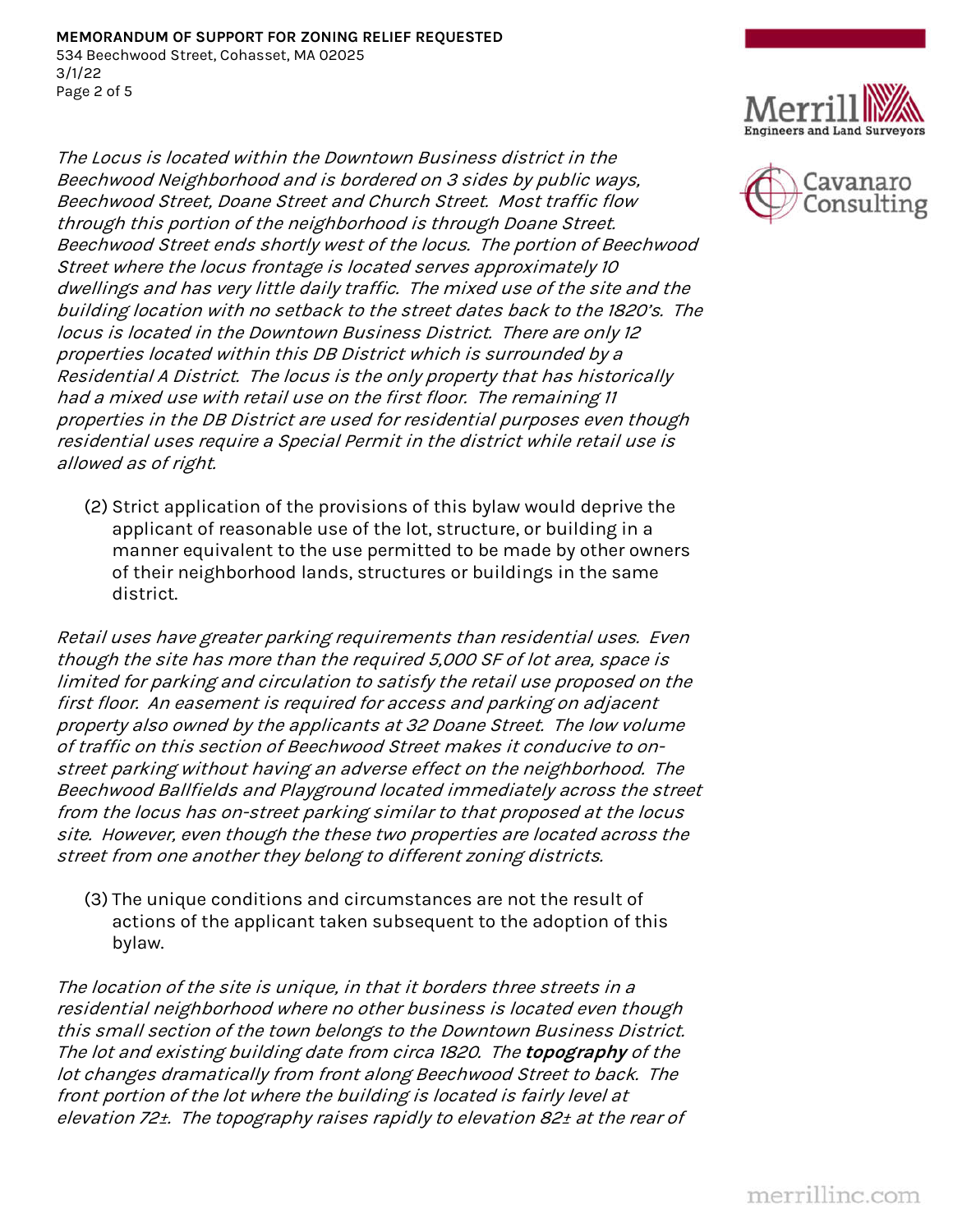*The Locus is located within the Downtown Business district in the Beechwood Neighborhood and is bordered on 3 sides by public ways, Beechwood Street, Doane Street and Church Street. Most traffic flow through this portion of the neighborhood is through Doane Street. Beechwood Street ends shortly west of the locus. The portion of Beechwood Street where the locus frontage is located serves approximately 10 dwellings and has very little daily traffic. The mixed use of the site and the building location with no setback to the street dates back to the 1820's. The locus is located in the Downtown Business District. There are only 12 properties located within this DB District which is surrounded by a Residential A District. The locus is the only property that has historically had a mixed use with retail use on the first floor. The remaining 11 properties in the DB District are used for residential purposes even though residential uses require a Special Permit in the district while retail use is allowed as of right.*

(2) Strict application of the provisions of this bylaw would deprive the applicant of reasonable use of the lot, structure, or building in a manner equivalent to the use permitted to be made by other owners of their neighborhood lands, structures or buildings in the same district.

*Retail uses have greater parking requirements than residential uses. Even though the site has more than the required 5,000 SF of lot area, space is limited for parking and circulation to satisfy the retail use proposed on the first floor. An easement is required for access and parking on adjacent property also owned by the applicants at 32 Doane Street. The low volume of traffic on this section of Beechwood Street makes it conducive to on-street parking without having an adverse effect on the neighborhood. The Beechwood Ballfields and Playground located immediately across the street from the locus has on-street parking similar to that proposed at the locus site. However, even though the these two properties are located across the street from one another they belong to different zoning districts.*

(3) The unique conditions and circumstances are not the result of actions of the applicant taken subsequent to the adoption of this bylaw.

*The location of the site is unique, in that it borders three streets in a residential neighborhood where no other business is located even though this small section of the town belongs to the Downtown Business District. The lot and existing building date from circa 1820. The* ***topography*** *of the lot changes dramatically from front along Beechwood Street to back. The front portion of the lot where the building is located is fairly level at elevation 72±. The topography raises rapidly to elevation 82± at the rear of*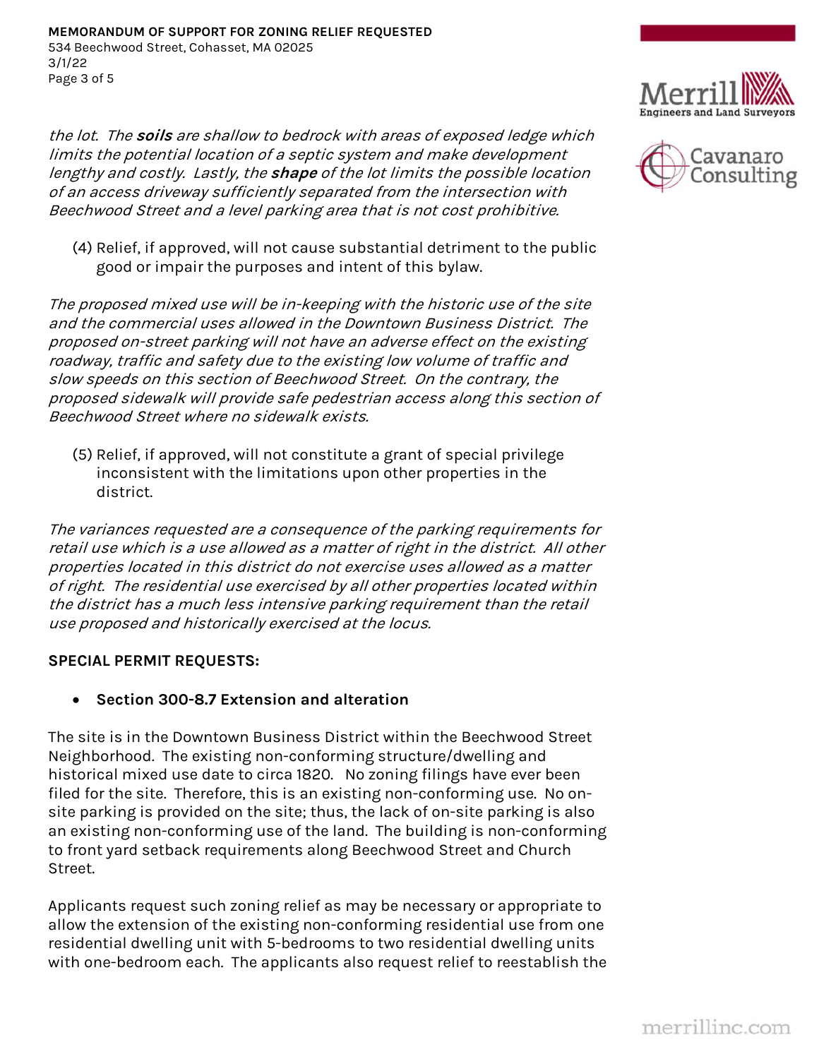*the lot. The **soils** are shallow to bedrock with areas of exposed ledge which limits the potential location of a septic system and make development lengthy and costly. Lastly, the **shape** of the lot limits the possible location of an access driveway sufficiently separated from the intersection with Beechwood Street and a level parking area that is not cost prohibitive.*

(4) Relief, if approved, will not cause substantial detriment to the public good or impair the purposes and intent of this bylaw.

*The proposed mixed use will be in-keeping with the historic use of the site and the commercial uses allowed in the Downtown Business District. The proposed on-street parking will not have an adverse effect on the existing roadway, traffic and safety due to the existing low volume of traffic and slow speeds on this section of Beechwood Street. On the contrary, the proposed sidewalk will provide safe pedestrian access along this section of Beechwood Street where no sidewalk exists.*

(5) Relief, if approved, will not constitute a grant of special privilege inconsistent with the limitations upon other properties in the district.

*The variances requested are a consequence of the parking requirements for retail use which is a use allowed as a matter of right in the district. All other properties located in this district do not exercise uses allowed as a matter of right. The residential use exercised by all other properties located within the district has a much less intensive parking requirement than the retail use proposed and historically exercised at the locus.*

**SPECIAL PERMIT REQUESTS:**

- **Section 300-8.7 Extension and alteration**

The site is in the Downtown Business District within the Beechwood Street Neighborhood. The existing non-conforming structure/dwelling and historical mixed use date to circa 1820. No zoning filings have ever been filed for the site. Therefore, this is an existing non-conforming use. No on-site parking is provided on the site; thus, the lack of on-site parking is also an existing non-conforming use of the land. The building is non-conforming to front yard setback requirements along Beechwood Street and Church Street.

Applicants request such zoning relief as may be necessary or appropriate to allow the extension of the existing non-conforming residential use from one residential dwelling unit with 5-bedrooms to two residential dwelling units with one-bedroom each. The applicants also request relief to reestablish the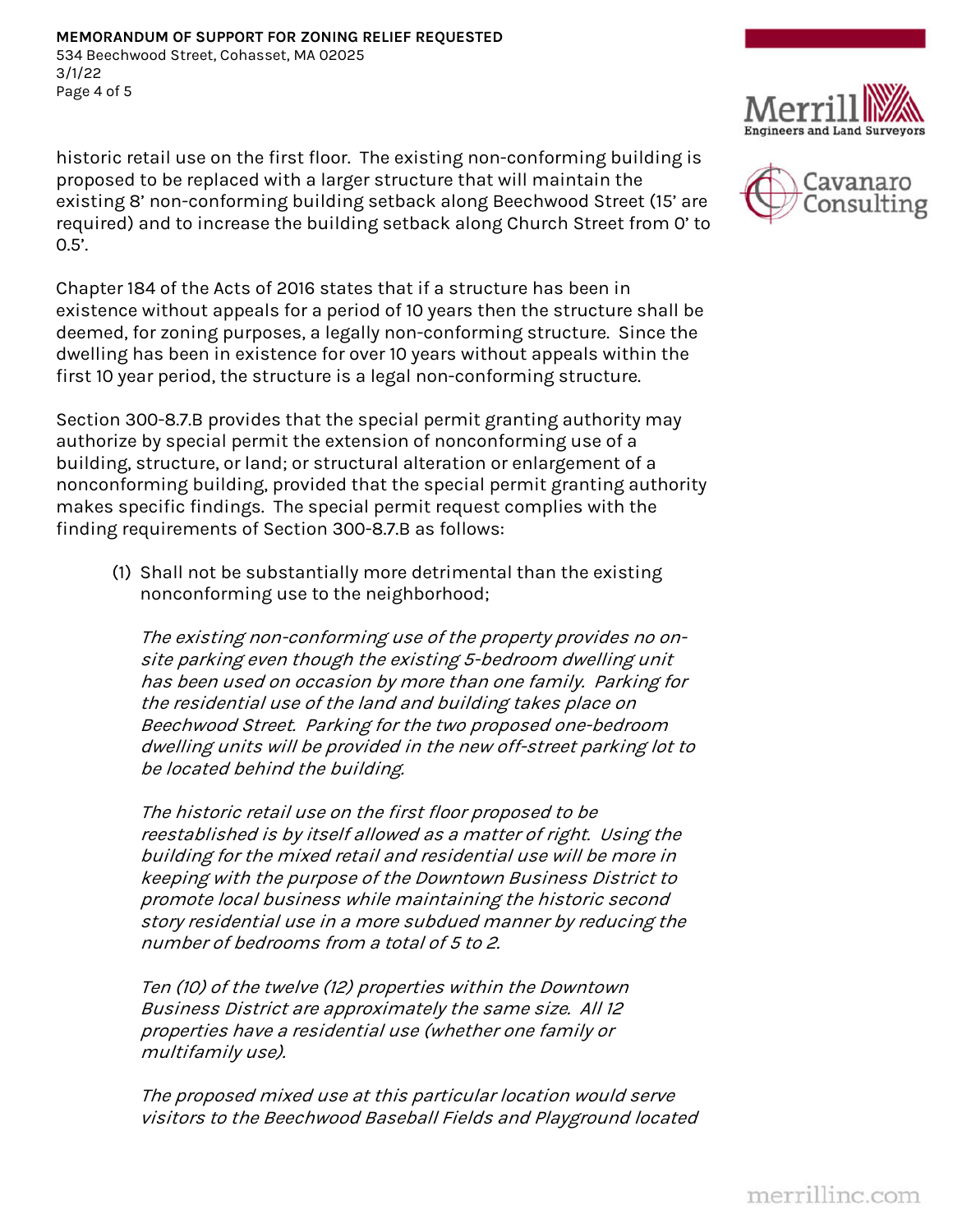historic retail use on the first floor. The existing non-conforming building is proposed to be replaced with a larger structure that will maintain the existing 8' non-conforming building setback along Beechwood Street (15' are required) and to increase the building setback along Church Street from 0' to 0.5'.

Chapter 184 of the Acts of 2016 states that if a structure has been in existence without appeals for a period of 10 years then the structure shall be deemed, for zoning purposes, a legally non-conforming structure. Since the dwelling has been in existence for over 10 years without appeals within the first 10 year period, the structure is a legal non-conforming structure.

Section 300-8.7.B provides that the special permit granting authority may authorize by special permit the extension of nonconforming use of a building, structure, or land; or structural alteration or enlargement of a nonconforming building, provided that the special permit granting authority makes specific findings. The special permit request complies with the finding requirements of Section 300-8.7.B as follows:

(1) Shall not be substantially more detrimental than the existing nonconforming use to the neighborhood;

   *The existing non-conforming use of the property provides no on-site parking even though the existing 5-bedroom dwelling unit has been used on occasion by more than one family. Parking for the residential use of the land and building takes place on Beechwood Street. Parking for the two proposed one-bedroom dwelling units will be provided in the new off-street parking lot to be located behind the building.*

   *The historic retail use on the first floor proposed to be reestablished is by itself allowed as a matter of right. Using the building for the mixed retail and residential use will be more in keeping with the purpose of the Downtown Business District to promote local business while maintaining the historic second story residential use in a more subdued manner by reducing the number of bedrooms from a total of 5 to 2.*

   *Ten (10) of the twelve (12) properties within the Downtown Business District are approximately the same size. All 12 properties have a residential use (whether one family or multifamily use).*

   *The proposed mixed use at this particular location would serve visitors to the Beechwood Baseball Fields and Playground located*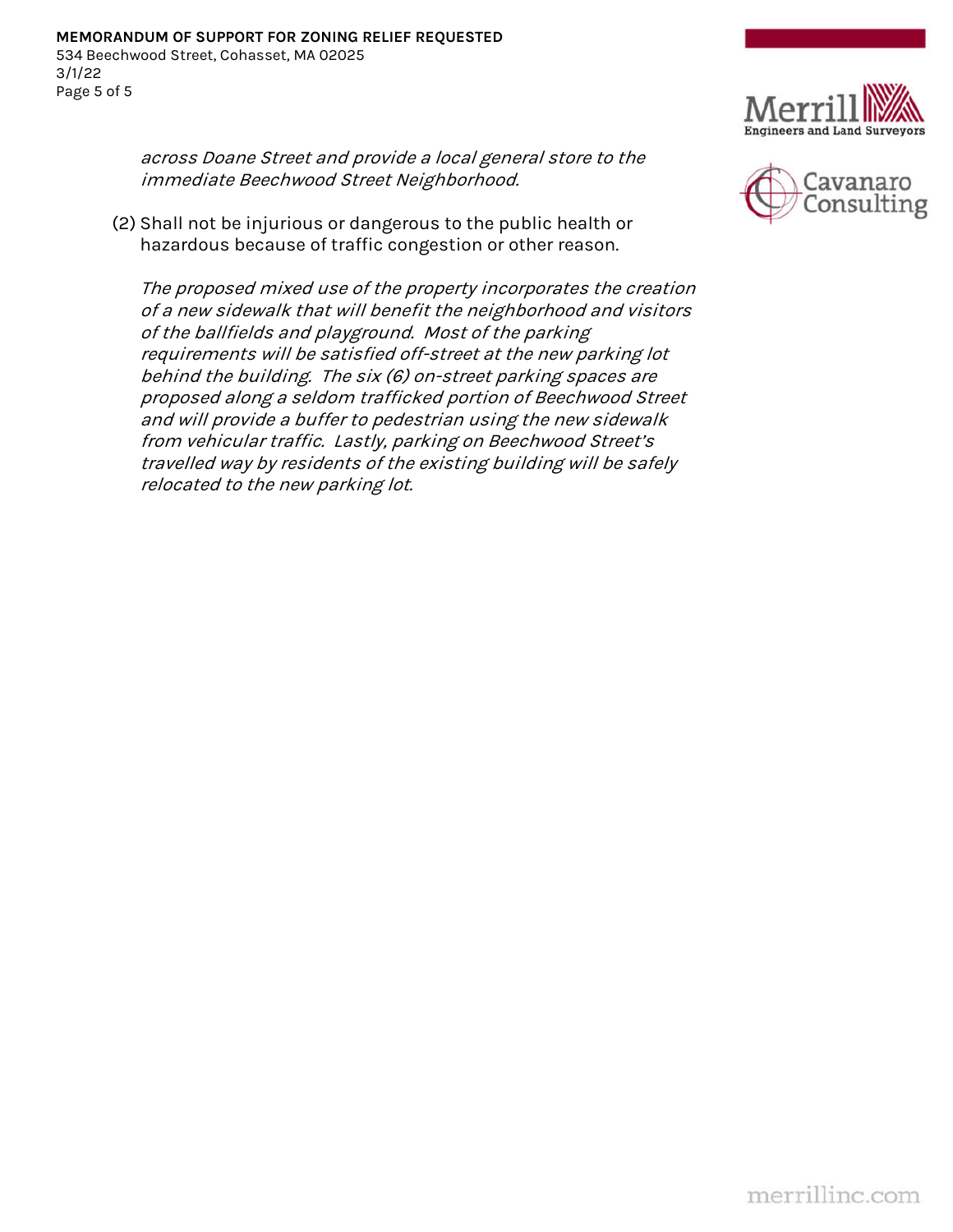*across Doane Street and provide a local general store to the immediate Beechwood Street Neighborhood.*

(2) Shall not be injurious or dangerous to the public health or hazardous because of traffic congestion or other reason.

*The proposed mixed use of the property incorporates the creation of a new sidewalk that will benefit the neighborhood and visitors of the ballfields and playground. Most of the parking requirements will be satisfied off-street at the new parking lot behind the building. The six (6) on-street parking spaces are proposed along a seldom trafficked portion of Beechwood Street and will provide a buffer to pedestrian using the new sidewalk from vehicular traffic. Lastly, parking on Beechwood Street's travelled way by residents of the existing building will be safely relocated to the new parking lot.*